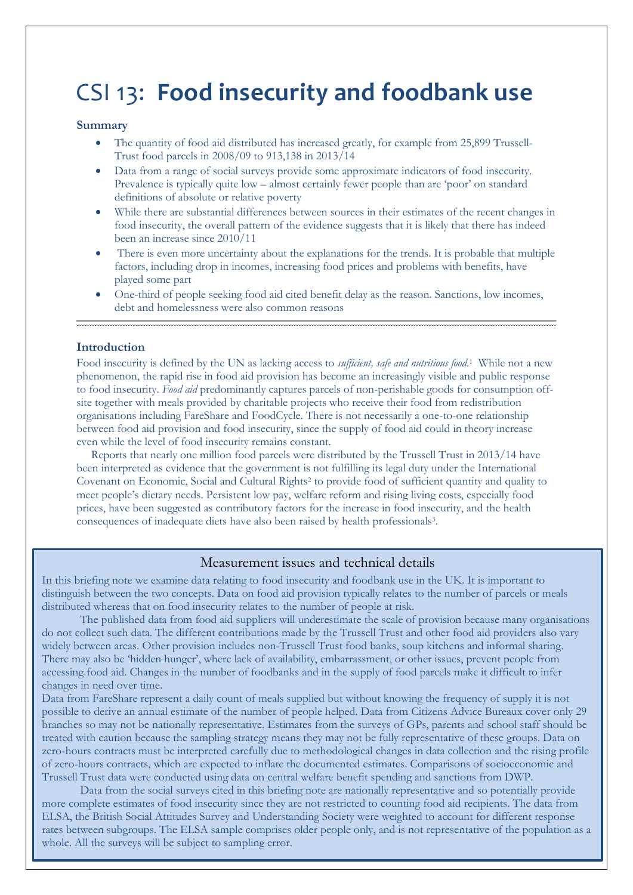# CSI 13: **Food insecurity and foodbank use**

**Summary**

- The quantity of food aid distributed has increased greatly, for example from 25,899 Trussell-Trust food parcels in 2008/09 to 913,138 in 2013/14
- Data from a range of social surveys provide some approximate indicators of food insecurity. Prevalence is typically quite low – almost certainly fewer people than are 'poor' on standard definitions of absolute or relative poverty
- While there are substantial differences between sources in their estimates of the recent changes in food insecurity, the overall pattern of the evidence suggests that it is likely that there has indeed been an increase since 2010/11
- There is even more uncertainty about the explanations for the trends. It is probable that multiple factors, including drop in incomes, increasing food prices and problems with benefits, have played some part
- One-third of people seeking food aid cited benefit delay as the reason. Sanctions, low incomes, debt and homelessness were also common reasons

---

**Introduction**

Food insecurity is defined by the UN as lacking access to *sufficient, safe and nutritious food*.[1] While not a new phenomenon, the rapid rise in food aid provision has become an increasingly visible and public response to food insecurity. *Food aid* predominantly captures parcels of non-perishable goods for consumption off-site together with meals provided by charitable projects who receive their food from redistribution organisations including FareShare and FoodCycle. There is not necessarily a one-to-one relationship between food aid provision and food insecurity, since the supply of food aid could in theory increase even while the level of food insecurity remains constant.

Reports that nearly one million food parcels were distributed by the Trussell Trust in 2013/14 have been interpreted as evidence that the government is not fulfilling its legal duty under the International Covenant on Economic, Social and Cultural Rights[2] to provide food of sufficient quantity and quality to meet people's dietary needs. Persistent low pay, welfare reform and rising living costs, especially food prices, have been suggested as contributory factors for the increase in food insecurity, and the health consequences of inadequate diets have also been raised by health professionals[3].

## Measurement issues and technical details

In this briefing note we examine data relating to food insecurity and foodbank use in the UK. It is important to distinguish between the two concepts. Data on food aid provision typically relates to the number of parcels or meals distributed whereas that on food insecurity relates to the number of people at risk.

The published data from food aid suppliers will underestimate the scale of provision because many organisations do not collect such data. The different contributions made by the Trussell Trust and other food aid providers also vary widely between areas. Other provision includes non-Trussell Trust food banks, soup kitchens and informal sharing. There may also be 'hidden hunger', where lack of availability, embarrassment, or other issues, prevent people from accessing food aid. Changes in the number of foodbanks and in the supply of food parcels make it difficult to infer changes in need over time.

Data from FareShare represent a daily count of meals supplied but without knowing the frequency of supply it is not possible to derive an annual estimate of the number of people helped. Data from Citizens Advice Bureaux cover only 29 branches so may not be nationally representative. Estimates from the surveys of GPs, parents and school staff should be treated with caution because the sampling strategy means they may not be fully representative of these groups. Data on zero-hours contracts must be interpreted carefully due to methodological changes in data collection and the rising profile of zero-hours contracts, which are expected to inflate the documented estimates. Comparisons of socioeconomic and Trussell Trust data were conducted using data on central welfare benefit spending and sanctions from DWP.

Data from the social surveys cited in this briefing note are nationally representative and so potentially provide more complete estimates of food insecurity since they are not restricted to counting food aid recipients. The data from ELSA, the British Social Attitudes Survey and Understanding Society were weighted to account for different response rates between subgroups. The ELSA sample comprises older people only, and is not representative of the population as a whole. All the surveys will be subject to sampling error.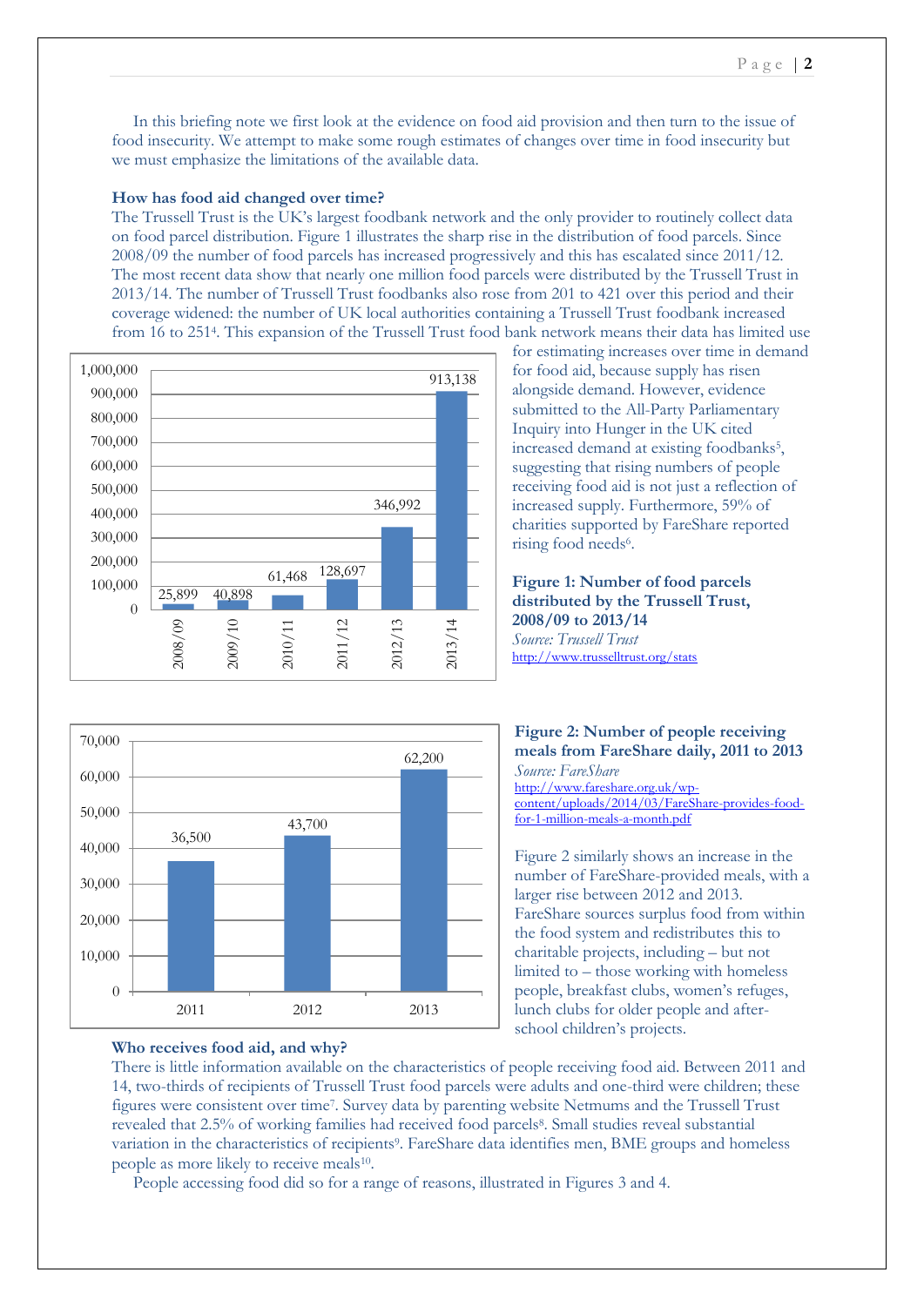In this briefing note we first look at the evidence on food aid provision and then turn to the issue of food insecurity. We attempt to make some rough estimates of changes over time in food insecurity but we must emphasize the limitations of the available data.

**How has food aid changed over time?**

The Trussell Trust is the UK's largest foodbank network and the only provider to routinely collect data on food parcel distribution. Figure 1 illustrates the sharp rise in the distribution of food parcels. Since 2008/09 the number of food parcels has increased progressively and this has escalated since 2011/12. The most recent data show that nearly one million food parcels were distributed by the Trussell Trust in 2013/14. The number of Trussell Trust foodbanks also rose from 201 to 421 over this period and their coverage widened: the number of UK local authorities containing a Trussell Trust foodbank increased from 16 to 251[4]. This expansion of the Trussell Trust food bank network means their data has limited use for estimating increases over time in demand for food aid, because supply has risen alongside demand. However, evidence submitted to the All-Party Parliamentary Inquiry into Hunger in the UK cited increased demand at existing foodbanks[5], suggesting that rising numbers of people receiving food aid is not just a reflection of increased supply. Furthermore, 59% of charities supported by FareShare reported rising food needs[6].

| Year | Number of food parcels |
|---|---|
| 2008/09 | 25,899 |
| 2009/10 | 40,898 |
| 2010/11 | 61,468 |
| 2011/12 | 128,697 |
| 2012/13 | 346,992 |
| 2013/14 | 913,138 |

**Figure 1: Number of food parcels distributed by the Trussell Trust, 2008/09 to 2013/14**
*Source: Trussell Trust*
http://www.trusselltrust.org/stats

| Year | Number of people receiving meals daily |
|---|---|
| 2011 | 36,500 |
| 2012 | 43,700 |
| 2013 | 62,200 |

**Figure 2: Number of people receiving meals from FareShare daily, 2011 to 2013**
*Source: FareShare*
http://www.fareshare.org.uk/wp-content/uploads/2014/03/FareShare-provides-food-for-1-million-meals-a-month.pdf

Figure 2 similarly shows an increase in the number of FareShare-provided meals, with a larger rise between 2012 and 2013. FareShare sources surplus food from within the food system and redistributes this to charitable projects, including – but not limited to – those working with homeless people, breakfast clubs, women's refuges, lunch clubs for older people and after-school children's projects.

**Who receives food aid, and why?**

There is little information available on the characteristics of people receiving food aid. Between 2011 and 14, two-thirds of recipients of Trussell Trust food parcels were adults and one-third were children; these figures were consistent over time[7]. Survey data by parenting website Netmums and the Trussell Trust revealed that 2.5% of working families had received food parcels[8]. Small studies reveal substantial variation in the characteristics of recipients[9]. FareShare data identifies men, BME groups and homeless people as more likely to receive meals[10].

People accessing food did so for a range of reasons, illustrated in Figures 3 and 4.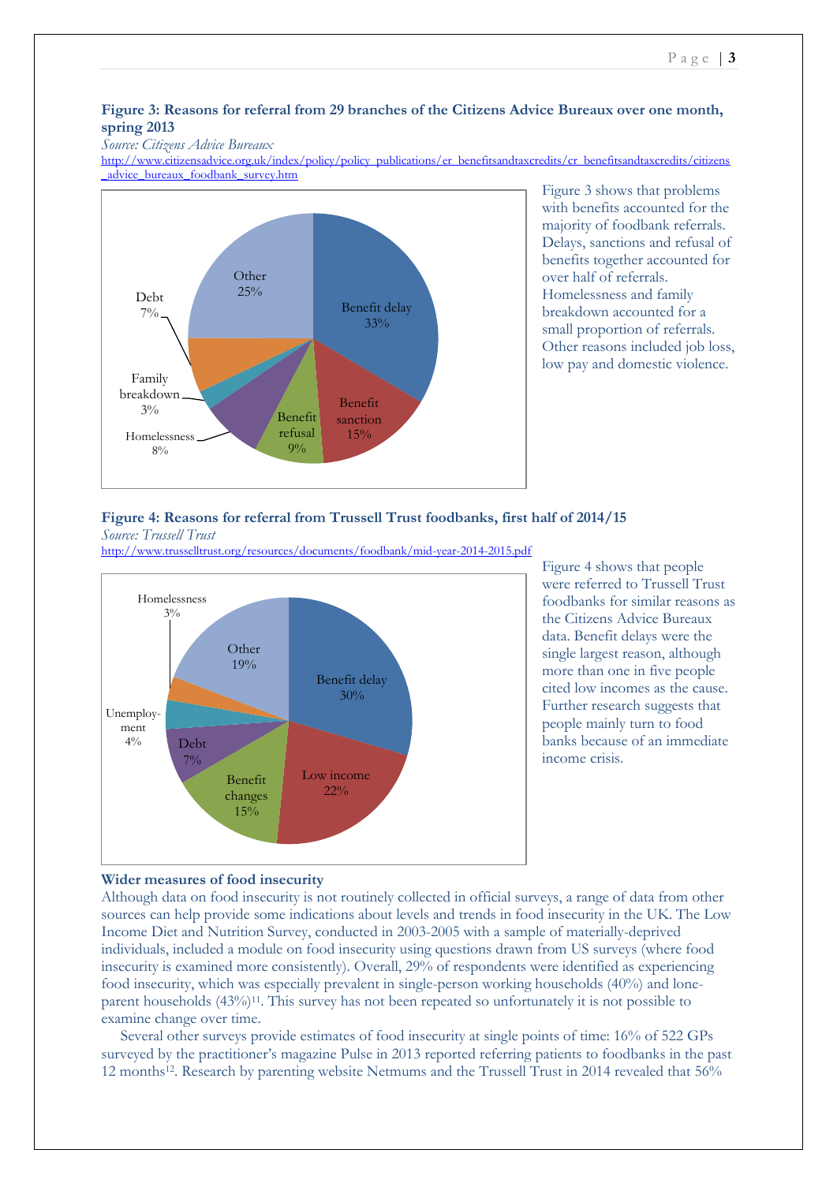**Figure 3: Reasons for referral from 29 branches of the Citizens Advice Bureaux over one month, spring 2013**

*Source: Citizens Advice Bureaux*

http://www.citizensadvice.org.uk/index/policy/policy_publications/er_benefitsandtaxcredits/cr_benefitsandtaxcredits/citizens_advice_bureaux_foodbank_survey.htm

Figure 3 shows that problems with benefits accounted for the majority of foodbank referrals. Delays, sanctions and refusal of benefits together accounted for over half of referrals. Homelessness and family breakdown accounted for a small proportion of referrals. Other reasons included job loss, low pay and domestic violence.

**Figure 4: Reasons for referral from Trussell Trust foodbanks, first half of 2014/15**

*Source: Trussell Trust*

http://www.trusselltrust.org/resources/documents/foodbank/mid-year-2014-2015.pdf

Figure 4 shows that people were referred to Trussell Trust foodbanks for similar reasons as the Citizens Advice Bureaux data. Benefit delays were the single largest reason, although more than one in five people cited low incomes as the cause. Further research suggests that people mainly turn to food banks because of an immediate income crisis.

### Wider measures of food insecurity

Although data on food insecurity is not routinely collected in official surveys, a range of data from other sources can help provide some indications about levels and trends in food insecurity in the UK. The Low Income Diet and Nutrition Survey, conducted in 2003-2005 with a sample of materially-deprived individuals, included a module on food insecurity using questions drawn from US surveys (where food insecurity is examined more consistently). Overall, 29% of respondents were identified as experiencing food insecurity, which was especially prevalent in single-person working households (40%) and lone-parent households (43%)[11]. This survey has not been repeated so unfortunately it is not possible to examine change over time.

Several other surveys provide estimates of food insecurity at single points of time: 16% of 522 GPs surveyed by the practitioner's magazine Pulse in 2013 reported referring patients to foodbanks in the past 12 months[12]. Research by parenting website Netmums and the Trussell Trust in 2014 revealed that 56%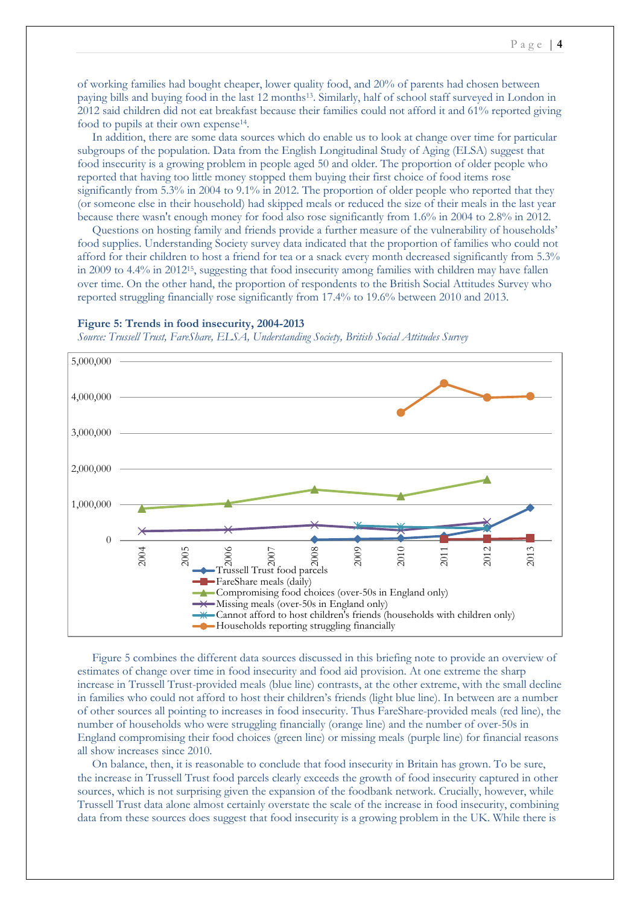of working families had bought cheaper, lower quality food, and 20% of parents had chosen between paying bills and buying food in the last 12 months[13]. Similarly, half of school staff surveyed in London in 2012 said children did not eat breakfast because their families could not afford it and 61% reported giving food to pupils at their own expense[14].

In addition, there are some data sources which do enable us to look at change over time for particular subgroups of the population. Data from the English Longitudinal Study of Aging (ELSA) suggest that food insecurity is a growing problem in people aged 50 and older. The proportion of older people who reported that having too little money stopped them buying their first choice of food items rose significantly from 5.3% in 2004 to 9.1% in 2012. The proportion of older people who reported that they (or someone else in their household) had skipped meals or reduced the size of their meals in the last year because there wasn't enough money for food also rose significantly from 1.6% in 2004 to 2.8% in 2012.

Questions on hosting family and friends provide a further measure of the vulnerability of households' food supplies. Understanding Society survey data indicated that the proportion of families who could not afford for their children to host a friend for tea or a snack every month decreased significantly from 5.3% in 2009 to 4.4% in 2012[15], suggesting that food insecurity among families with children may have fallen over time. On the other hand, the proportion of respondents to the British Social Attitudes Survey who reported struggling financially rose significantly from 17.4% to 19.6% between 2010 and 2013.

**Figure 5: Trends in food insecurity, 2004-2013**

*Source: Trussell Trust, FareShare, ELSA, Understanding Society, British Social Attitudes Survey*

Figure 5 combines the different data sources discussed in this briefing note to provide an overview of estimates of change over time in food insecurity and food aid provision. At one extreme the sharp increase in Trussell Trust-provided meals (blue line) contrasts, at the other extreme, with the small decline in families who could not afford to host their children's friends (light blue line). In between are a number of other sources all pointing to increases in food insecurity. Thus FareShare-provided meals (red line), the number of households who were struggling financially (orange line) and the number of over-50s in England compromising their food choices (green line) or missing meals (purple line) for financial reasons all show increases since 2010.

On balance, then, it is reasonable to conclude that food insecurity in Britain has grown. To be sure, the increase in Trussell Trust food parcels clearly exceeds the growth of food insecurity captured in other sources, which is not surprising given the expansion of the foodbank network. Crucially, however, while Trussell Trust data alone almost certainly overstate the scale of the increase in food insecurity, combining data from these sources does suggest that food insecurity is a growing problem in the UK. While there is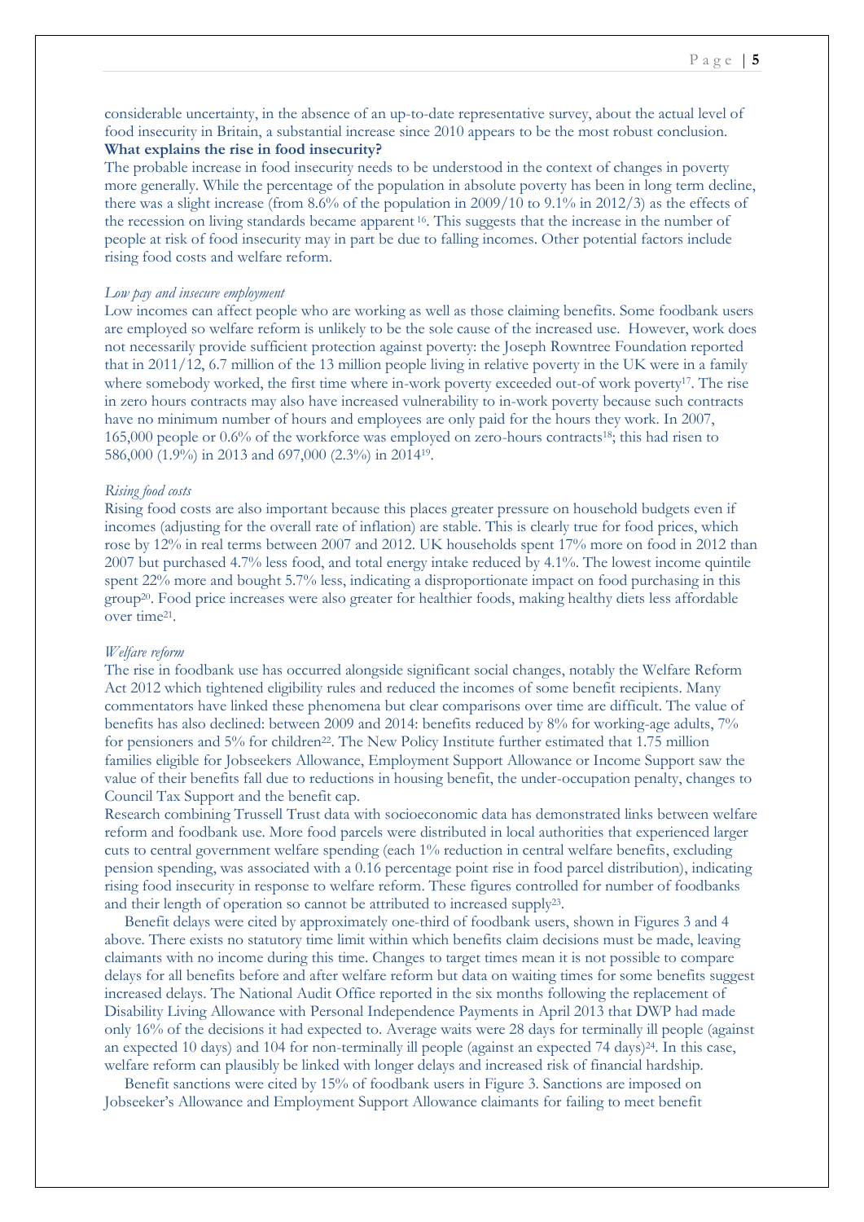considerable uncertainty, in the absence of an up-to-date representative survey, about the actual level of food insecurity in Britain, a substantial increase since 2010 appears to be the most robust conclusion.

**What explains the rise in food insecurity?**

The probable increase in food insecurity needs to be understood in the context of changes in poverty more generally. While the percentage of the population in absolute poverty has been in long term decline, there was a slight increase (from 8.6% of the population in 2009/10 to 9.1% in 2012/3) as the effects of the recession on living standards became apparent [16]. This suggests that the increase in the number of people at risk of food insecurity may in part be due to falling incomes. Other potential factors include rising food costs and welfare reform.

*Low pay and insecure employment*

Low incomes can affect people who are working as well as those claiming benefits. Some foodbank users are employed so welfare reform is unlikely to be the sole cause of the increased use. However, work does not necessarily provide sufficient protection against poverty: the Joseph Rowntree Foundation reported that in 2011/12, 6.7 million of the 13 million people living in relative poverty in the UK were in a family where somebody worked, the first time where in-work poverty exceeded out-of work poverty[17]. The rise in zero hours contracts may also have increased vulnerability to in-work poverty because such contracts have no minimum number of hours and employees are only paid for the hours they work. In 2007, 165,000 people or 0.6% of the workforce was employed on zero-hours contracts[18]; this had risen to 586,000 (1.9%) in 2013 and 697,000 (2.3%) in 2014[19].

*Rising food costs*

Rising food costs are also important because this places greater pressure on household budgets even if incomes (adjusting for the overall rate of inflation) are stable. This is clearly true for food prices, which rose by 12% in real terms between 2007 and 2012. UK households spent 17% more on food in 2012 than 2007 but purchased 4.7% less food, and total energy intake reduced by 4.1%. The lowest income quintile spent 22% more and bought 5.7% less, indicating a disproportionate impact on food purchasing in this group[20]. Food price increases were also greater for healthier foods, making healthy diets less affordable over time[21].

*Welfare reform*

The rise in foodbank use has occurred alongside significant social changes, notably the Welfare Reform Act 2012 which tightened eligibility rules and reduced the incomes of some benefit recipients. Many commentators have linked these phenomena but clear comparisons over time are difficult. The value of benefits has also declined: between 2009 and 2014: benefits reduced by 8% for working-age adults, 7% for pensioners and 5% for children[22]. The New Policy Institute further estimated that 1.75 million families eligible for Jobseekers Allowance, Employment Support Allowance or Income Support saw the value of their benefits fall due to reductions in housing benefit, the under-occupation penalty, changes to Council Tax Support and the benefit cap.

Research combining Trussell Trust data with socioeconomic data has demonstrated links between welfare reform and foodbank use. More food parcels were distributed in local authorities that experienced larger cuts to central government welfare spending (each 1% reduction in central welfare benefits, excluding pension spending, was associated with a 0.16 percentage point rise in food parcel distribution), indicating rising food insecurity in response to welfare reform. These figures controlled for number of foodbanks and their length of operation so cannot be attributed to increased supply[23].

Benefit delays were cited by approximately one-third of foodbank users, shown in Figures 3 and 4 above. There exists no statutory time limit within which benefits claim decisions must be made, leaving claimants with no income during this time. Changes to target times mean it is not possible to compare delays for all benefits before and after welfare reform but data on waiting times for some benefits suggest increased delays. The National Audit Office reported in the six months following the replacement of Disability Living Allowance with Personal Independence Payments in April 2013 that DWP had made only 16% of the decisions it had expected to. Average waits were 28 days for terminally ill people (against an expected 10 days) and 104 for non-terminally ill people (against an expected 74 days)[24]. In this case, welfare reform can plausibly be linked with longer delays and increased risk of financial hardship.

Benefit sanctions were cited by 15% of foodbank users in Figure 3. Sanctions are imposed on Jobseeker's Allowance and Employment Support Allowance claimants for failing to meet benefit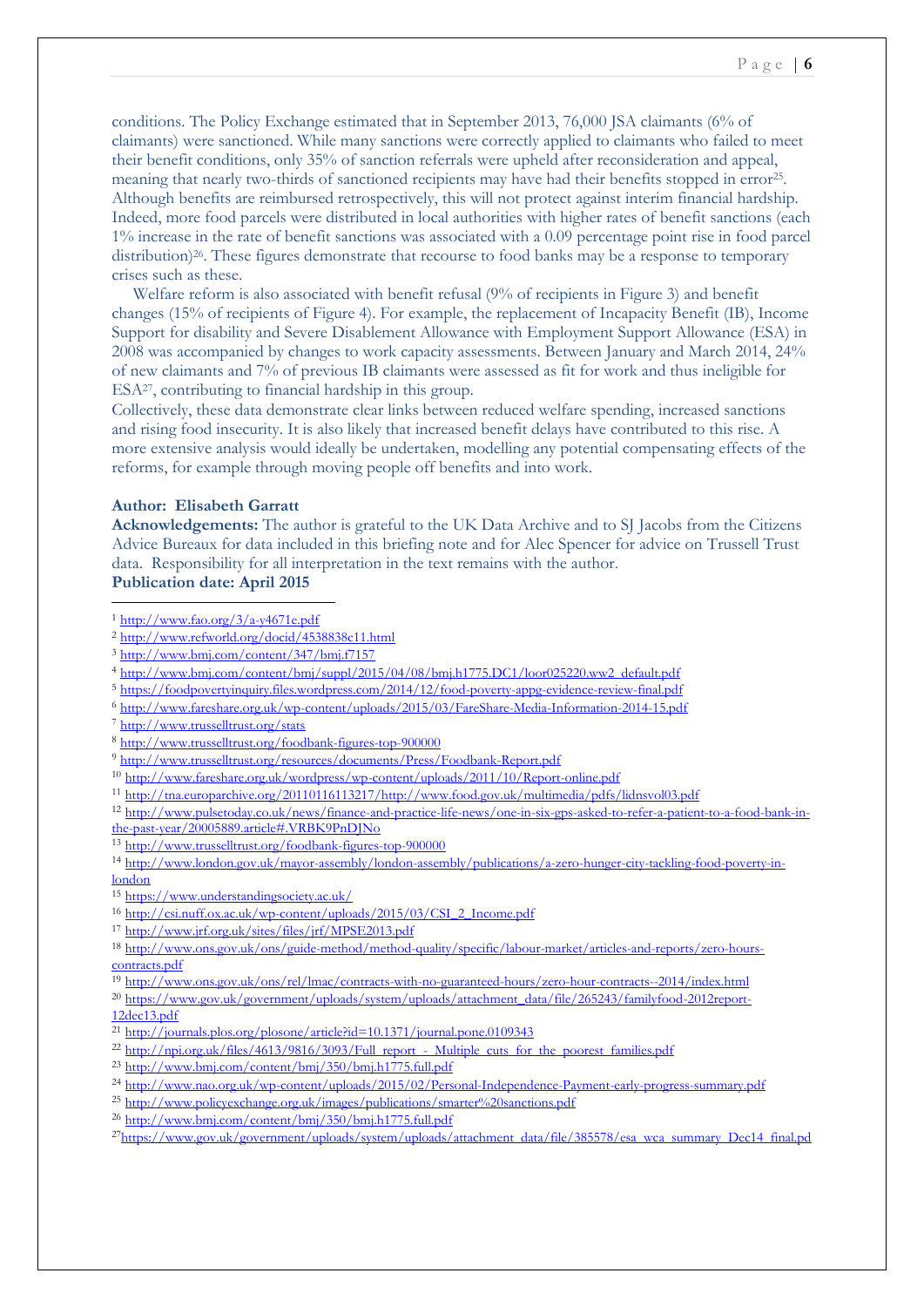conditions. The Policy Exchange estimated that in September 2013, 76,000 JSA claimants (6% of claimants) were sanctioned. While many sanctions were correctly applied to claimants who failed to meet their benefit conditions, only 35% of sanction referrals were upheld after reconsideration and appeal, meaning that nearly two-thirds of sanctioned recipients may have had their benefits stopped in error[25]. Although benefits are reimbursed retrospectively, this will not protect against interim financial hardship. Indeed, more food parcels were distributed in local authorities with higher rates of benefit sanctions (each 1% increase in the rate of benefit sanctions was associated with a 0.09 percentage point rise in food parcel distribution)[26]. These figures demonstrate that recourse to food banks may be a response to temporary crises such as these.

Welfare reform is also associated with benefit refusal (9% of recipients in Figure 3) and benefit changes (15% of recipients of Figure 4). For example, the replacement of Incapacity Benefit (IB), Income Support for disability and Severe Disablement Allowance with Employment Support Allowance (ESA) in 2008 was accompanied by changes to work capacity assessments. Between January and March 2014, 24% of new claimants and 7% of previous IB claimants were assessed as fit for work and thus ineligible for ESA[27], contributing to financial hardship in this group.

Collectively, these data demonstrate clear links between reduced welfare spending, increased sanctions and rising food insecurity. It is also likely that increased benefit delays have contributed to this rise. A more extensive analysis would ideally be undertaken, modelling any potential compensating effects of the reforms, for example through moving people off benefits and into work.

**Author: Elisabeth Garratt**

**Acknowledgements:** The author is grateful to the UK Data Archive and to SJ Jacobs from the Citizens Advice Bureaux for data included in this briefing note and for Alec Spencer for advice on Trussell Trust data. Responsibility for all interpretation in the text remains with the author.

**Publication date: April 2015**

---

[1] http://www.fao.org/3/a-y4671e.pdf

[2] http://www.refworld.org/docid/4538838c11.html

[3] http://www.bmj.com/content/347/bmj.f7157

[4] http://www.bmj.com/content/bmj/suppl/2015/04/08/bmj.h1775.DC1/loor025220.ww2_default.pdf

[5] https://foodpovertyinquiry.files.wordpress.com/2014/12/food-poverty-appg-evidence-review-final.pdf

[6] http://www.fareshare.org.uk/wp-content/uploads/2015/03/FareShare-Media-Information-2014-15.pdf

[7] http://www.trusselltrust.org/stats

[8] http://www.trusselltrust.org/foodbank-figures-top-900000

[9] http://www.trusselltrust.org/resources/documents/Press/Foodbank-Report.pdf

[10] http://www.fareshare.org.uk/wordpress/wp-content/uploads/2011/10/Report-online.pdf

[11] http://tna.europarchive.org/20110116113217/http://www.food.gov.uk/multimedia/pdfs/lidnsvol03.pdf

[12] http://www.pulsetoday.co.uk/news/finance-and-practice-life-news/one-in-six-gps-asked-to-refer-a-patient-to-a-food-bank-in-the-past-year/20005889.article#.VRBK9PnDJNo

[13] http://www.trusselltrust.org/foodbank-figures-top-900000

[14] http://www.london.gov.uk/mayor-assembly/london-assembly/publications/a-zero-hunger-city-tackling-food-poverty-in-london

[15] https://www.understandingsociety.ac.uk/

[16] http://csi.nuff.ox.ac.uk/wp-content/uploads/2015/03/CSI_2_Income.pdf

[17] http://www.jrf.org.uk/sites/files/jrf/MPSE2013.pdf

[18] http://www.ons.gov.uk/ons/guide-method/method-quality/specific/labour-market/articles-and-reports/zero-hours-contracts.pdf

[19] http://www.ons.gov.uk/ons/rel/lmac/contracts-with-no-guaranteed-hours/zero-hour-contracts--2014/index.html

[20] https://www.gov.uk/government/uploads/system/uploads/attachment_data/file/265243/familyfood-2012report-12dec13.pdf

[21] http://journals.plos.org/plosone/article?id=10.1371/journal.pone.0109343

[22] http://npi.org.uk/files/4613/9816/3093/Full_report_-_Multiple_cuts_for_the_poorest_families.pdf

[23] http://www.bmj.com/content/bmj/350/bmj.h1775.full.pdf

[24] http://www.nao.org.uk/wp-content/uploads/2015/02/Personal-Independence-Payment-early-progress-summary.pdf

[25] http://www.policyexchange.org.uk/images/publications/smarter%20sanctions.pdf

[26] http://www.bmj.com/content/bmj/350/bmj.h1775.full.pdf

[27] https://www.gov.uk/government/uploads/system/uploads/attachment_data/file/385578/esa_wca_summary_Dec14_final.pd